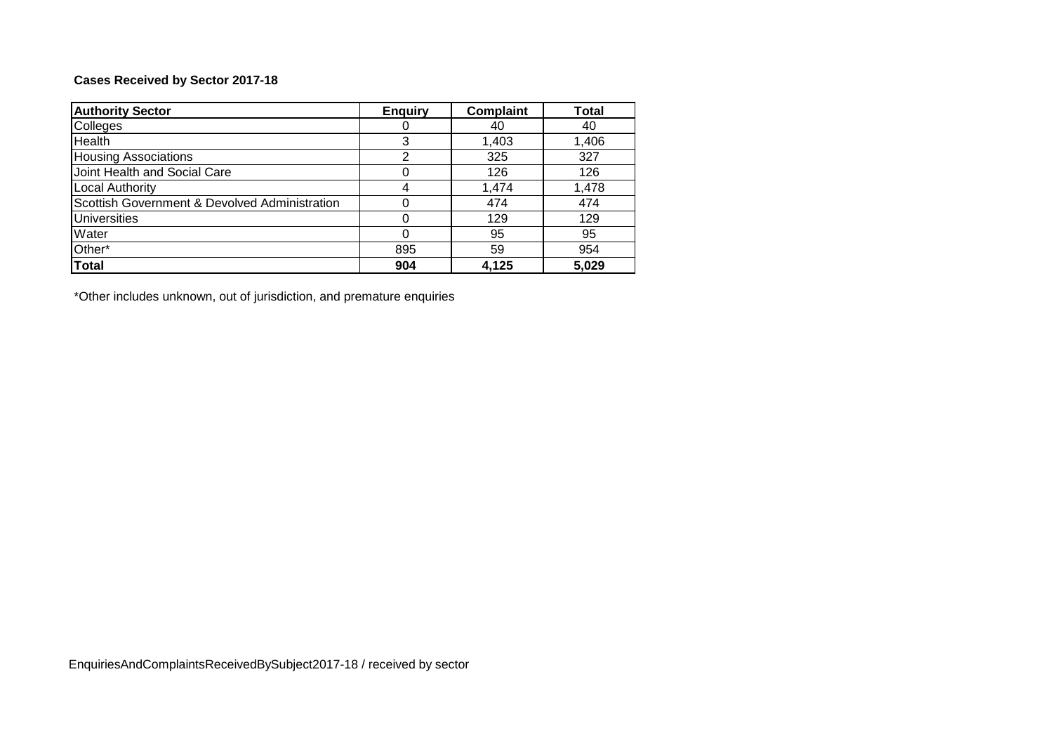**Cases Received by Sector 2017-18**

| Authority Sector | Enquiry | Complaint | Total |
|---|---|---|---|
| Colleges | 0 | 40 | 40 |
| Health | 3 | 1,403 | 1,406 |
| Housing Associations | 2 | 325 | 327 |
| Joint Health and Social Care | 0 | 126 | 126 |
| Local Authority | 4 | 1,474 | 1,478 |
| Scottish Government & Devolved Administration | 0 | 474 | 474 |
| Universities | 0 | 129 | 129 |
| Water | 0 | 95 | 95 |
| Other* | 895 | 59 | 954 |
| **Total** | **904** | **4,125** | **5,029** |

*Other includes unknown, out of jurisdiction, and premature enquiries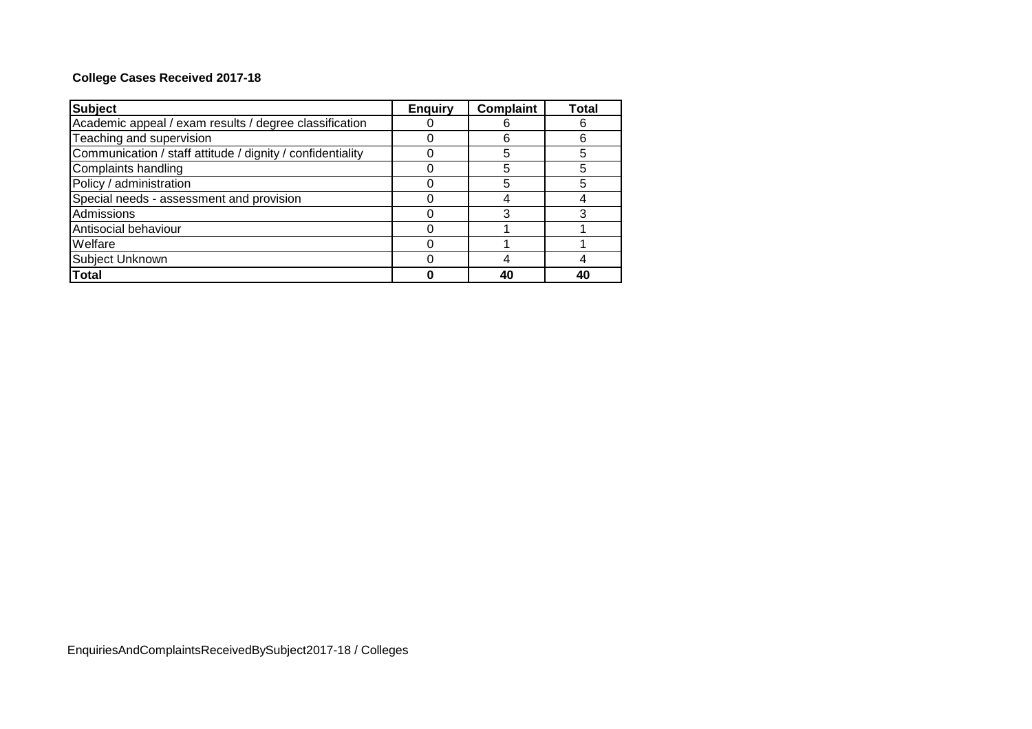**College Cases Received 2017-18**

| Subject | Enquiry | Complaint | Total |
|---|---|---|---|
| Academic appeal / exam results / degree classification | 0 | 6 | 6 |
| Teaching and supervision | 0 | 6 | 6 |
| Communication / staff attitude / dignity / confidentiality | 0 | 5 | 5 |
| Complaints handling | 0 | 5 | 5 |
| Policy / administration | 0 | 5 | 5 |
| Special needs - assessment and provision | 0 | 4 | 4 |
| Admissions | 0 | 3 | 3 |
| Antisocial behaviour | 0 | 1 | 1 |
| Welfare | 0 | 1 | 1 |
| Subject Unknown | 0 | 4 | 4 |
| **Total** | **0** | **40** | **40** |

EnquiriesAndComplaintsReceivedBySubject2017-18 / Colleges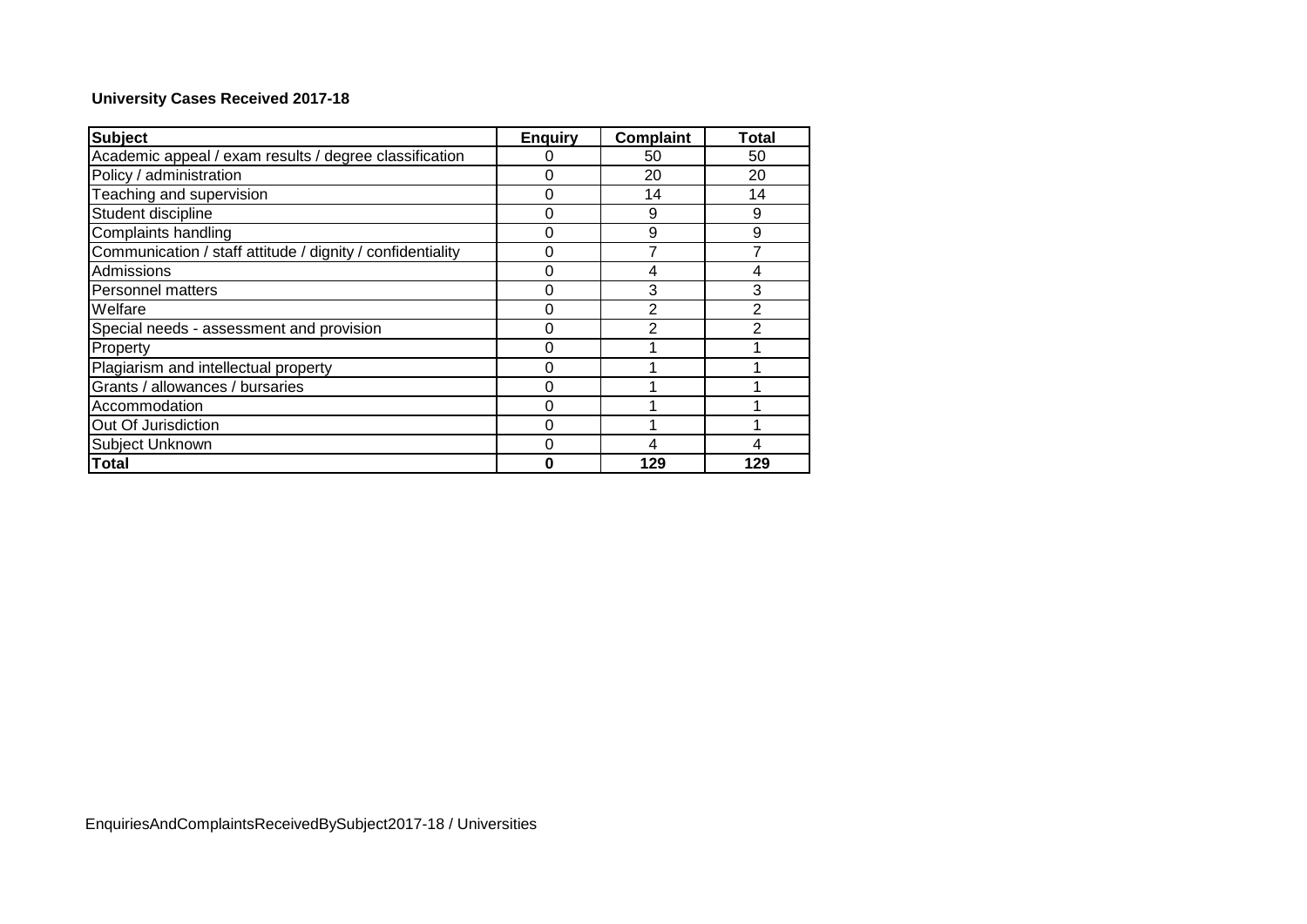**University Cases Received 2017-18**

| Subject | Enquiry | Complaint | Total |
|---|---|---|---|
| Academic appeal / exam results / degree classification | 0 | 50 | 50 |
| Policy / administration | 0 | 20 | 20 |
| Teaching and supervision | 0 | 14 | 14 |
| Student discipline | 0 | 9 | 9 |
| Complaints handling | 0 | 9 | 9 |
| Communication / staff attitude / dignity / confidentiality | 0 | 7 | 7 |
| Admissions | 0 | 4 | 4 |
| Personnel matters | 0 | 3 | 3 |
| Welfare | 0 | 2 | 2 |
| Special needs - assessment and provision | 0 | 2 | 2 |
| Property | 0 | 1 | 1 |
| Plagiarism and intellectual property | 0 | 1 | 1 |
| Grants / allowances / bursaries | 0 | 1 | 1 |
| Accommodation | 0 | 1 | 1 |
| Out Of Jurisdiction | 0 | 1 | 1 |
| Subject Unknown | 0 | 4 | 4 |
| **Total** | **0** | **129** | **129** |

EnquiriesAndComplaintsReceivedBySubject2017-18 / Universities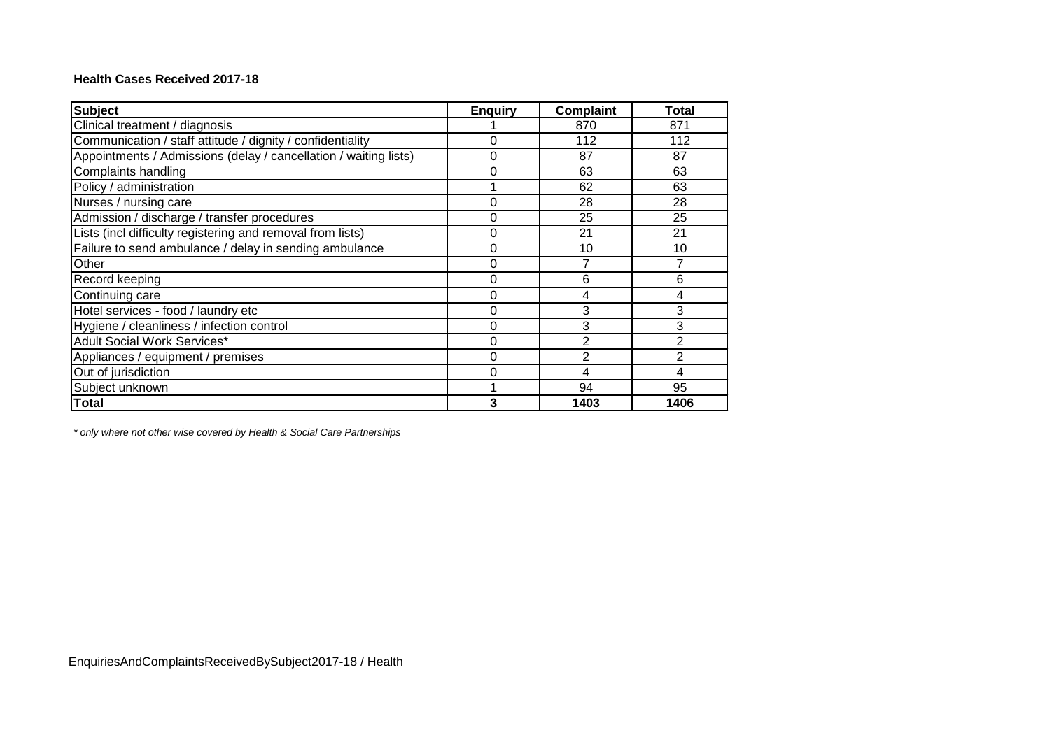**Health Cases Received 2017-18**

| Subject | Enquiry | Complaint | Total |
|---|---|---|---|
| Clinical treatment / diagnosis | 1 | 870 | 871 |
| Communication / staff attitude / dignity / confidentiality | 0 | 112 | 112 |
| Appointments / Admissions (delay / cancellation / waiting lists) | 0 | 87 | 87 |
| Complaints handling | 0 | 63 | 63 |
| Policy / administration | 1 | 62 | 63 |
| Nurses / nursing care | 0 | 28 | 28 |
| Admission / discharge / transfer procedures | 0 | 25 | 25 |
| Lists (incl difficulty registering and removal from lists) | 0 | 21 | 21 |
| Failure to send ambulance / delay in sending ambulance | 0 | 10 | 10 |
| Other | 0 | 7 | 7 |
| Record keeping | 0 | 6 | 6 |
| Continuing care | 0 | 4 | 4 |
| Hotel services - food / laundry etc | 0 | 3 | 3 |
| Hygiene / cleanliness / infection control | 0 | 3 | 3 |
| Adult Social Work Services* | 0 | 2 | 2 |
| Appliances / equipment / premises | 0 | 2 | 2 |
| Out of jurisdiction | 0 | 4 | 4 |
| Subject unknown | 1 | 94 | 95 |
| **Total** | **3** | **1403** | **1406** |

*\* only where not other wise covered by Health & Social Care Partnerships*

EnquiriesAndComplaintsReceivedBySubject2017-18 / Health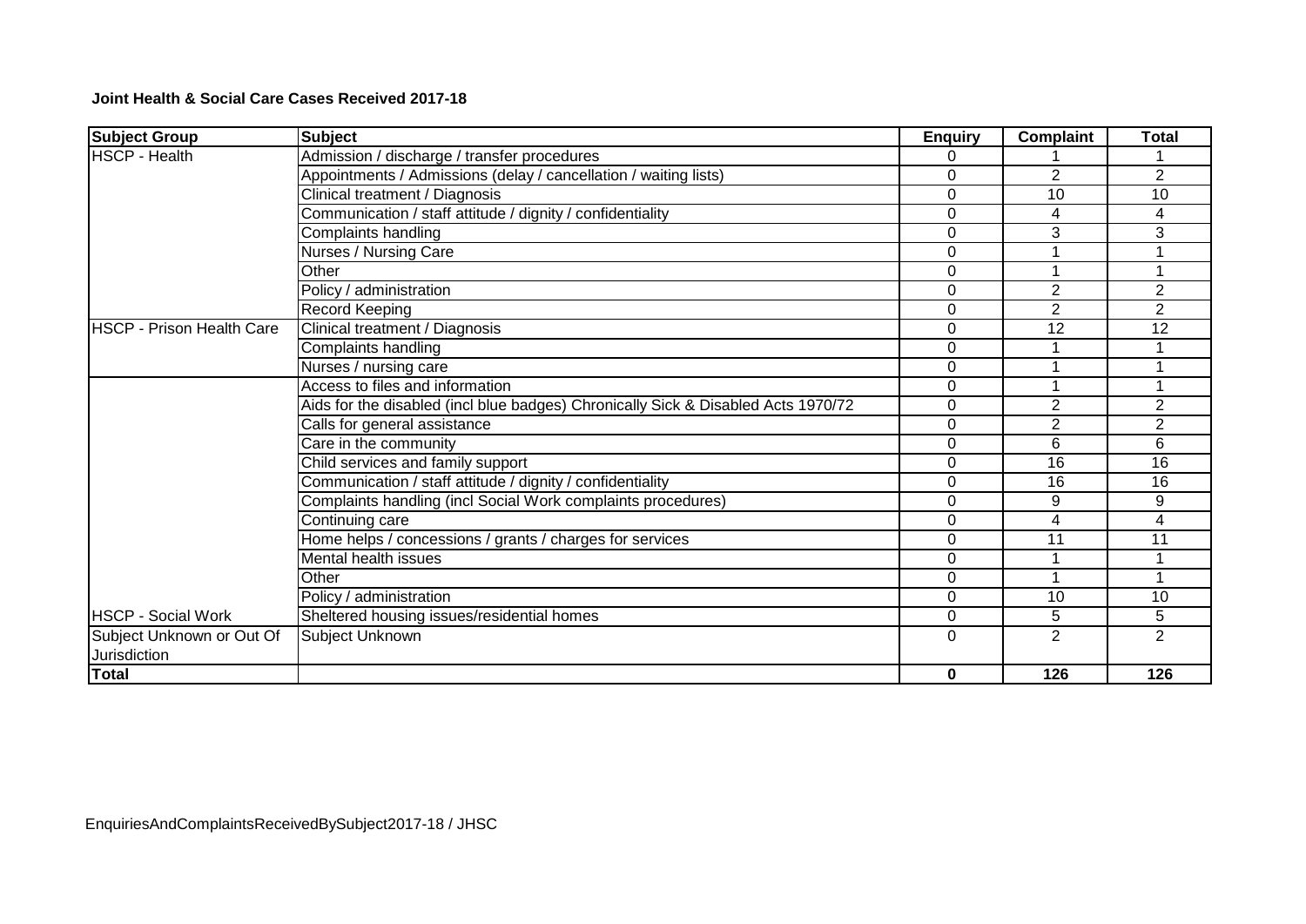**Joint Health & Social Care Cases Received 2017-18**

| Subject Group | Subject | Enquiry | Complaint | Total |
|---|---|---|---|---|
| HSCP - Health | Admission / discharge / transfer procedures | 0 | 1 | 1 |
| | Appointments / Admissions (delay / cancellation / waiting lists) | 0 | 2 | 2 |
| | Clinical treatment / Diagnosis | 0 | 10 | 10 |
| | Communication / staff attitude / dignity / confidentiality | 0 | 4 | 4 |
| | Complaints handling | 0 | 3 | 3 |
| | Nurses / Nursing Care | 0 | 1 | 1 |
| | Other | 0 | 1 | 1 |
| | Policy / administration | 0 | 2 | 2 |
| | Record Keeping | 0 | 2 | 2 |
| HSCP - Prison Health Care | Clinical treatment / Diagnosis | 0 | 12 | 12 |
| | Complaints handling | 0 | 1 | 1 |
| | Nurses / nursing care | 0 | 1 | 1 |
| | Access to files and information | 0 | 1 | 1 |
| | Aids for the disabled (incl blue badges) Chronically Sick & Disabled Acts 1970/72 | 0 | 2 | 2 |
| | Calls for general assistance | 0 | 2 | 2 |
| | Care in the community | 0 | 6 | 6 |
| | Child services and family support | 0 | 16 | 16 |
| | Communication / staff attitude / dignity / confidentiality | 0 | 16 | 16 |
| | Complaints handling (incl Social Work complaints procedures) | 0 | 9 | 9 |
| | Continuing care | 0 | 4 | 4 |
| | Home helps / concessions / grants / charges for services | 0 | 11 | 11 |
| | Mental health issues | 0 | 1 | 1 |
| | Other | 0 | 1 | 1 |
| | Policy / administration | 0 | 10 | 10 |
| HSCP - Social Work | Sheltered housing issues/residential homes | 0 | 5 | 5 |
| Subject Unknown or Out Of Jurisdiction | Subject Unknown | 0 | 2 | 2 |
| **Total** | | **0** | **126** | **126** |

EnquiriesAndComplaintsReceivedBySubject2017-18 / JHSC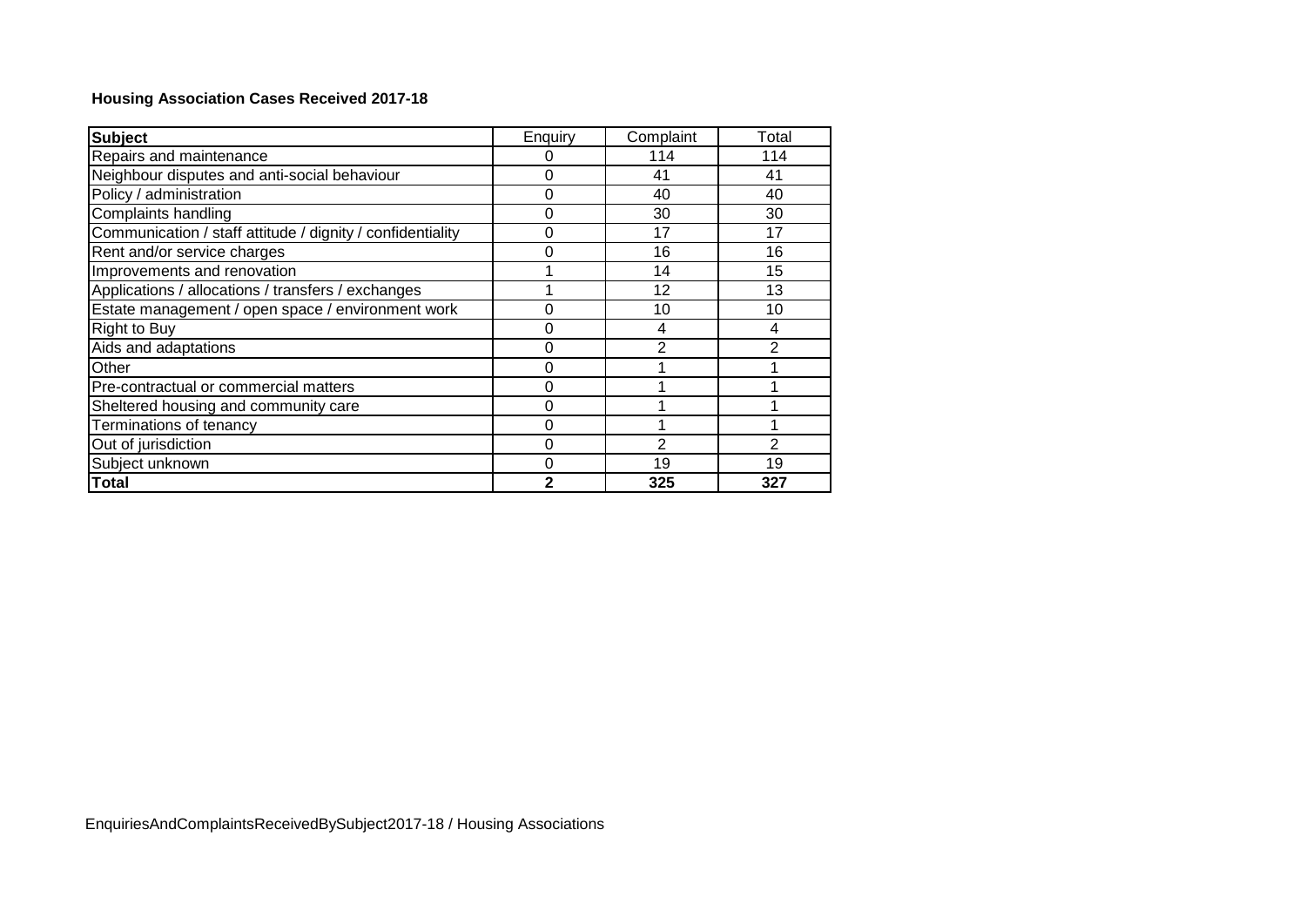**Housing Association Cases Received 2017-18**

| Subject | Enquiry | Complaint | Total |
|---|---|---|---|
| Repairs and maintenance | 0 | 114 | 114 |
| Neighbour disputes and anti-social behaviour | 0 | 41 | 41 |
| Policy / administration | 0 | 40 | 40 |
| Complaints handling | 0 | 30 | 30 |
| Communication / staff attitude / dignity / confidentiality | 0 | 17 | 17 |
| Rent and/or service charges | 0 | 16 | 16 |
| Improvements and renovation | 1 | 14 | 15 |
| Applications / allocations / transfers / exchanges | 1 | 12 | 13 |
| Estate management / open space / environment work | 0 | 10 | 10 |
| Right to Buy | 0 | 4 | 4 |
| Aids and adaptations | 0 | 2 | 2 |
| Other | 0 | 1 | 1 |
| Pre-contractual or commercial matters | 0 | 1 | 1 |
| Sheltered housing and community care | 0 | 1 | 1 |
| Terminations of tenancy | 0 | 1 | 1 |
| Out of jurisdiction | 0 | 2 | 2 |
| Subject unknown | 0 | 19 | 19 |
| **Total** | **2** | **325** | **327** |

EnquiriesAndComplaintsReceivedBySubject2017-18 / Housing Associations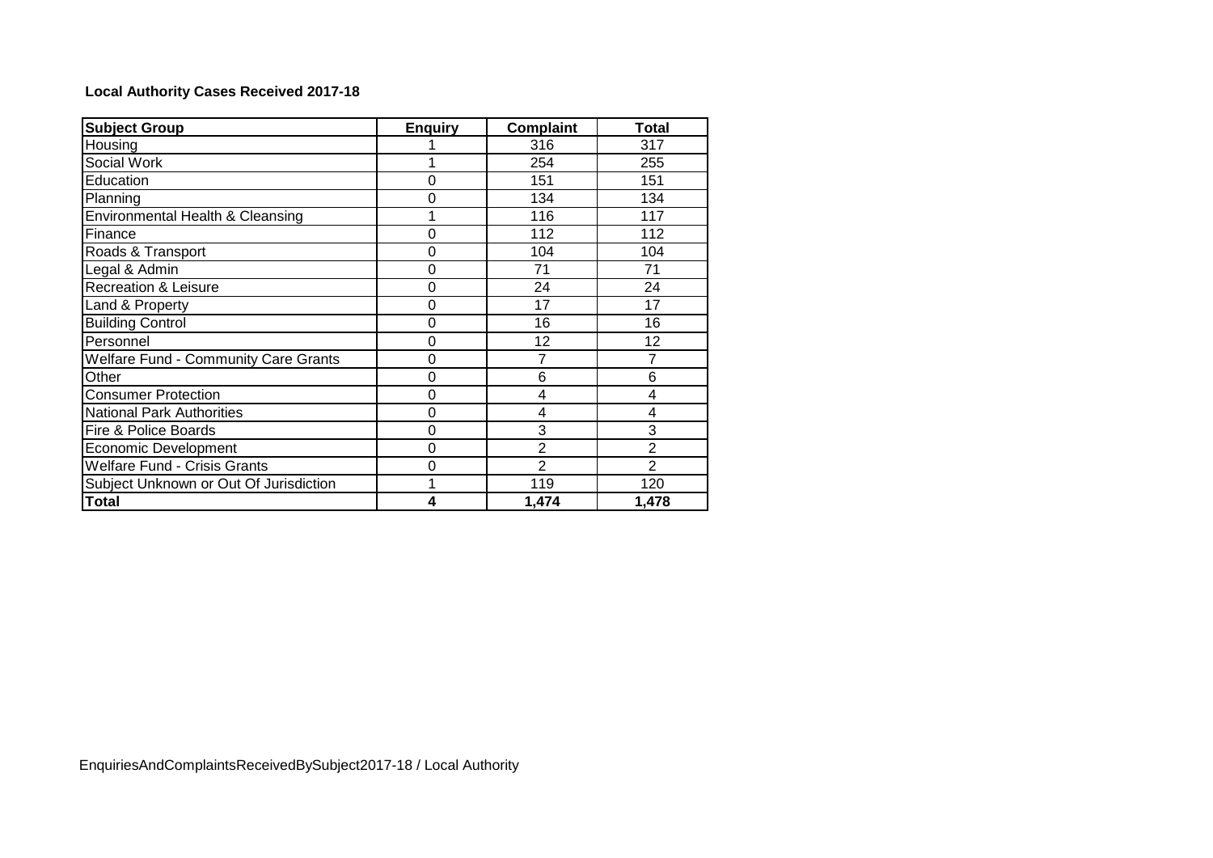**Local Authority Cases Received 2017-18**

| Subject Group | Enquiry | Complaint | Total |
|---|---|---|---|
| Housing | 1 | 316 | 317 |
| Social Work | 1 | 254 | 255 |
| Education | 0 | 151 | 151 |
| Planning | 0 | 134 | 134 |
| Environmental Health & Cleansing | 1 | 116 | 117 |
| Finance | 0 | 112 | 112 |
| Roads & Transport | 0 | 104 | 104 |
| Legal & Admin | 0 | 71 | 71 |
| Recreation & Leisure | 0 | 24 | 24 |
| Land & Property | 0 | 17 | 17 |
| Building Control | 0 | 16 | 16 |
| Personnel | 0 | 12 | 12 |
| Welfare Fund - Community Care Grants | 0 | 7 | 7 |
| Other | 0 | 6 | 6 |
| Consumer Protection | 0 | 4 | 4 |
| National Park Authorities | 0 | 4 | 4 |
| Fire & Police Boards | 0 | 3 | 3 |
| Economic Development | 0 | 2 | 2 |
| Welfare Fund - Crisis Grants | 0 | 2 | 2 |
| Subject Unknown or Out Of Jurisdiction | 1 | 119 | 120 |
| **Total** | **4** | **1,474** | **1,478** |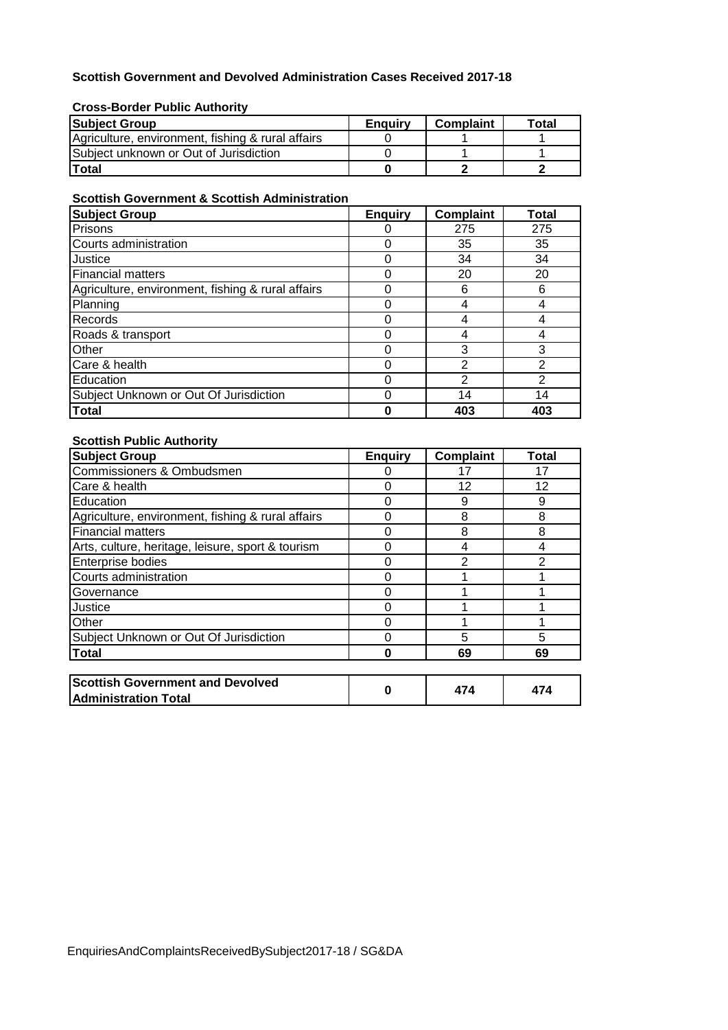## Scottish Government and Devolved Administration Cases Received 2017-18

### Cross-Border Public Authority

| Subject Group | Enquiry | Complaint | Total |
|---|---|---|---|
| Agriculture, environment, fishing & rural affairs | 0 | 1 | 1 |
| Subject unknown or Out of Jurisdiction | 0 | 1 | 1 |
| **Total** | **0** | **2** | **2** |

### Scottish Government & Scottish Administration

| Subject Group | Enquiry | Complaint | Total |
|---|---|---|---|
| Prisons | 0 | 275 | 275 |
| Courts administration | 0 | 35 | 35 |
| Justice | 0 | 34 | 34 |
| Financial matters | 0 | 20 | 20 |
| Agriculture, environment, fishing & rural affairs | 0 | 6 | 6 |
| Planning | 0 | 4 | 4 |
| Records | 0 | 4 | 4 |
| Roads & transport | 0 | 4 | 4 |
| Other | 0 | 3 | 3 |
| Care & health | 0 | 2 | 2 |
| Education | 0 | 2 | 2 |
| Subject Unknown or Out Of Jurisdiction | 0 | 14 | 14 |
| **Total** | **0** | **403** | **403** |

### Scottish Public Authority

| Subject Group | Enquiry | Complaint | Total |
|---|---|---|---|
| Commissioners & Ombudsmen | 0 | 17 | 17 |
| Care & health | 0 | 12 | 12 |
| Education | 0 | 9 | 9 |
| Agriculture, environment, fishing & rural affairs | 0 | 8 | 8 |
| Financial matters | 0 | 8 | 8 |
| Arts, culture, heritage, leisure, sport & tourism | 0 | 4 | 4 |
| Enterprise bodies | 0 | 2 | 2 |
| Courts administration | 0 | 1 | 1 |
| Governance | 0 | 1 | 1 |
| Justice | 0 | 1 | 1 |
| Other | 0 | 1 | 1 |
| Subject Unknown or Out Of Jurisdiction | 0 | 5 | 5 |
| **Total** | **0** | **69** | **69** |

| | Enquiry | Complaint | Total |
|---|---|---|---|
| **Scottish Government and Devolved Administration Total** | **0** | **474** | **474** |

EnquiriesAndComplaintsReceivedBySubject2017-18 / SG&DA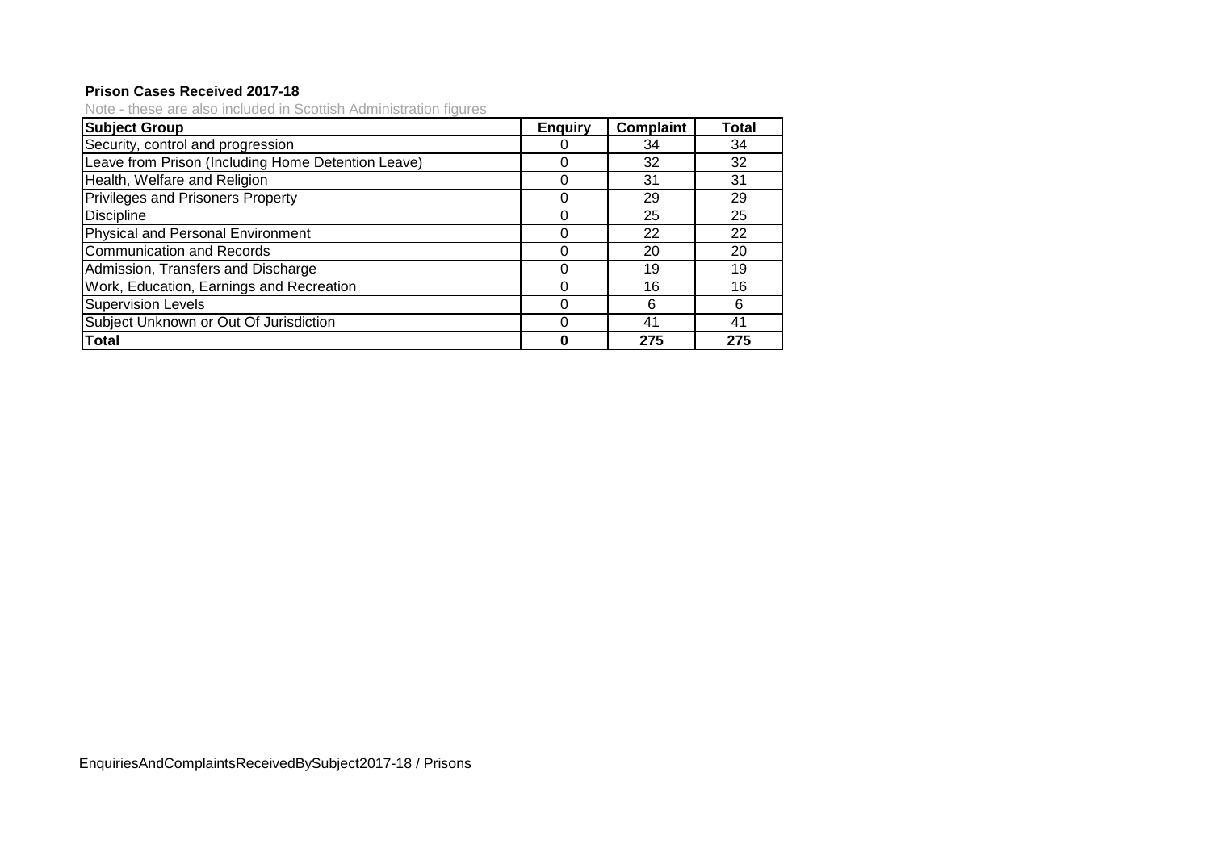**Prison Cases Received 2017-18**

Note - these are also included in Scottish Administration figures

| Subject Group | Enquiry | Complaint | Total |
|---|---|---|---|
| Security, control and progression | 0 | 34 | 34 |
| Leave from Prison (Including Home Detention Leave) | 0 | 32 | 32 |
| Health, Welfare and Religion | 0 | 31 | 31 |
| Privileges and Prisoners Property | 0 | 29 | 29 |
| Discipline | 0 | 25 | 25 |
| Physical and Personal Environment | 0 | 22 | 22 |
| Communication and Records | 0 | 20 | 20 |
| Admission, Transfers and Discharge | 0 | 19 | 19 |
| Work, Education, Earnings and Recreation | 0 | 16 | 16 |
| Supervision Levels | 0 | 6 | 6 |
| Subject Unknown or Out Of Jurisdiction | 0 | 41 | 41 |
| **Total** | **0** | **275** | **275** |

EnquiriesAndComplaintsReceivedBySubject2017-18 / Prisons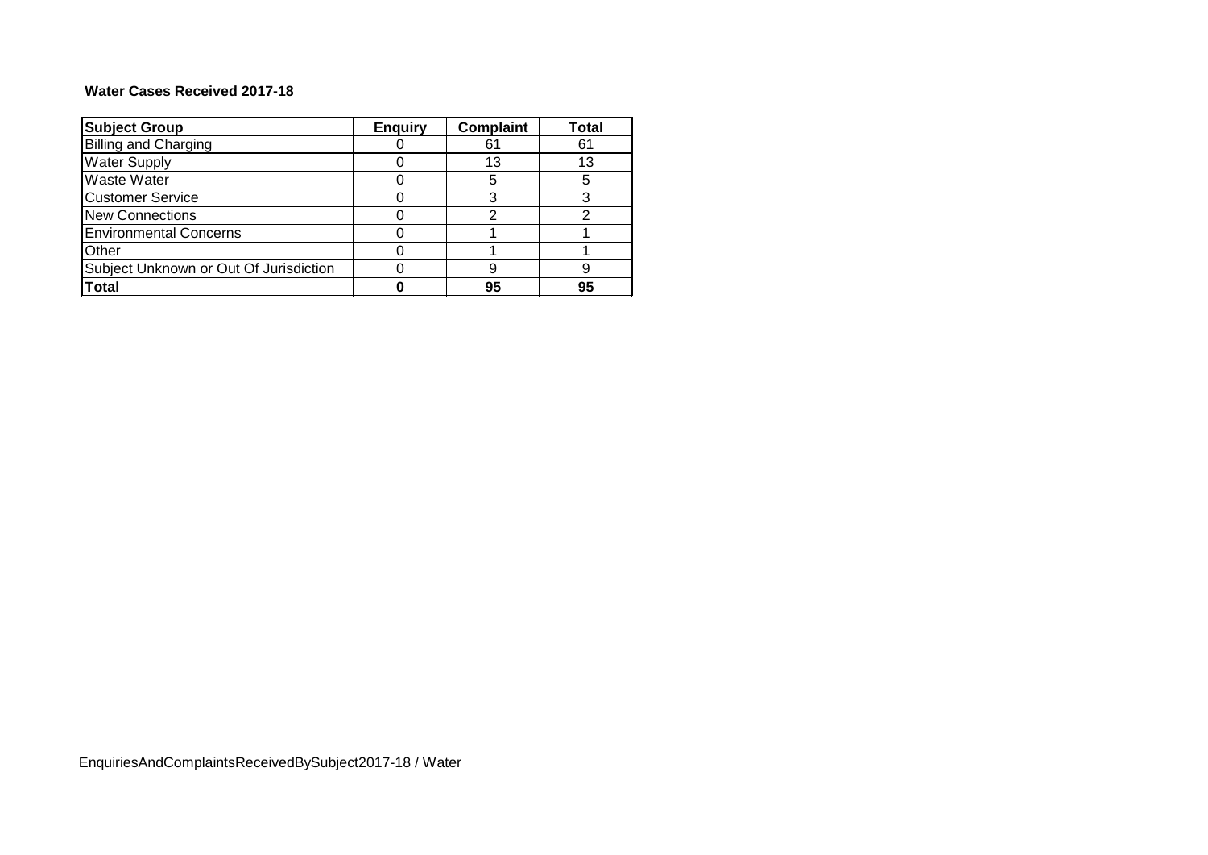**Water Cases Received 2017-18**

| Subject Group | Enquiry | Complaint | Total |
|---|---|---|---|
| Billing and Charging | 0 | 61 | 61 |
| Water Supply | 0 | 13 | 13 |
| Waste Water | 0 | 5 | 5 |
| Customer Service | 0 | 3 | 3 |
| New Connections | 0 | 2 | 2 |
| Environmental Concerns | 0 | 1 | 1 |
| Other | 0 | 1 | 1 |
| Subject Unknown or Out Of Jurisdiction | 0 | 9 | 9 |
| **Total** | **0** | **95** | **95** |

EnquiriesAndComplaintsReceivedBySubject2017-18 / Water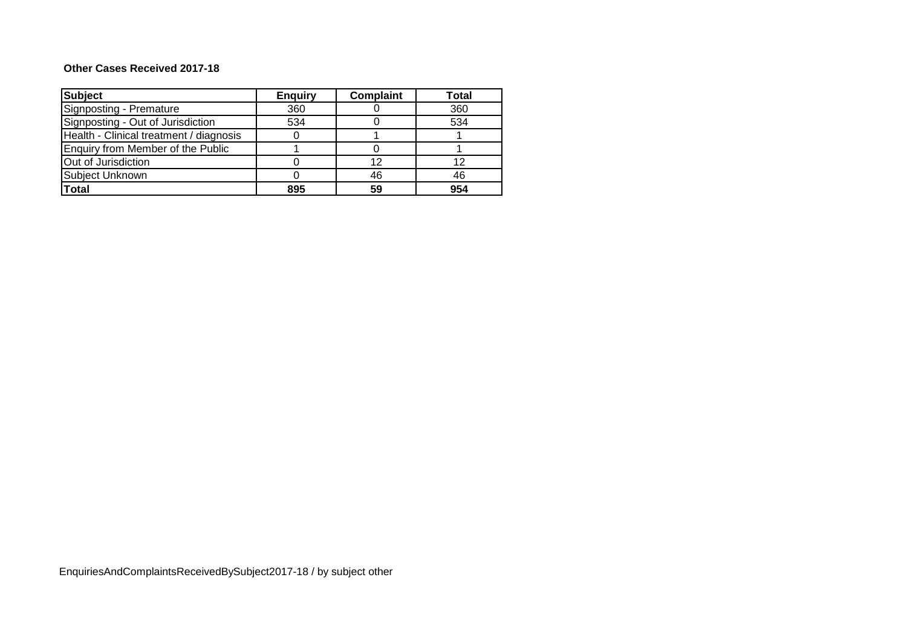**Other Cases Received 2017-18**

| Subject | Enquiry | Complaint | Total |
|---|---|---|---|
| Signposting - Premature | 360 | 0 | 360 |
| Signposting - Out of Jurisdiction | 534 | 0 | 534 |
| Health - Clinical treatment / diagnosis | 0 | 1 | 1 |
| Enquiry from Member of the Public | 1 | 0 | 1 |
| Out of Jurisdiction | 0 | 12 | 12 |
| Subject Unknown | 0 | 46 | 46 |
| **Total** | **895** | **59** | **954** |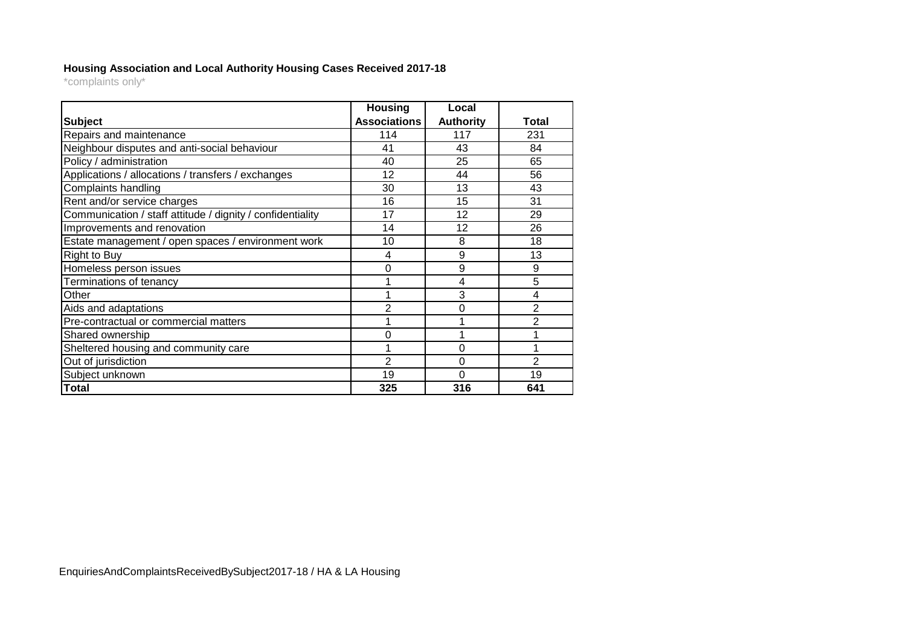**Housing Association and Local Authority Housing Cases Received 2017-18**

*complaints only*

| Subject | Housing Associations | Local Authority | Total |
|---|---|---|---|
| Repairs and maintenance | 114 | 117 | 231 |
| Neighbour disputes and anti-social behaviour | 41 | 43 | 84 |
| Policy / administration | 40 | 25 | 65 |
| Applications / allocations / transfers / exchanges | 12 | 44 | 56 |
| Complaints handling | 30 | 13 | 43 |
| Rent and/or service charges | 16 | 15 | 31 |
| Communication / staff attitude / dignity / confidentiality | 17 | 12 | 29 |
| Improvements and renovation | 14 | 12 | 26 |
| Estate management / open spaces / environment work | 10 | 8 | 18 |
| Right to Buy | 4 | 9 | 13 |
| Homeless person issues | 0 | 9 | 9 |
| Terminations of tenancy | 1 | 4 | 5 |
| Other | 1 | 3 | 4 |
| Aids and adaptations | 2 | 0 | 2 |
| Pre-contractual or commercial matters | 1 | 1 | 2 |
| Shared ownership | 0 | 1 | 1 |
| Sheltered housing and community care | 1 | 0 | 1 |
| Out of jurisdiction | 2 | 0 | 2 |
| Subject unknown | 19 | 0 | 19 |
| **Total** | **325** | **316** | **641** |

EnquiriesAndComplaintsReceivedBySubject2017-18 / HA & LA Housing